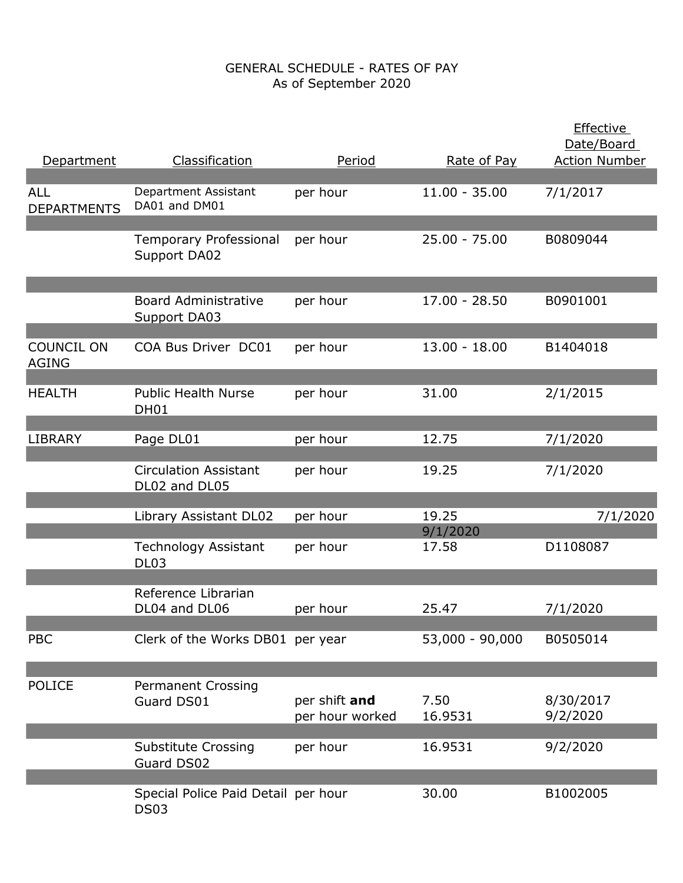GENERAL SCHEDULE - RATES OF PAY
As of September 2020

| Department | Classification | Period | Rate of Pay | Effective Date/Board Action Number |
|---|---|---|---|---|
| ALL DEPARTMENTS | Department Assistant DA01 and DM01 | per hour | 11.00 - 35.00 | 7/1/2017 |
| | Temporary Professional Support DA02 | per hour | 25.00 - 75.00 | B0809044 |
| | Board Administrative Support DA03 | per hour | 17.00 - 28.50 | B0901001 |
| COUNCIL ON AGING | COA Bus Driver DC01 | per hour | 13.00 - 18.00 | B1404018 |
| HEALTH | Public Health Nurse DH01 | per hour | 31.00 | 2/1/2015 |
| LIBRARY | Page DL01 | per hour | 12.75 | 7/1/2020 |
| | Circulation Assistant DL02 and DL05 | per hour | 19.25 | 7/1/2020 |
| | Library Assistant DL02 | per hour | 19.25 | 7/1/2020 |
| | | | 9/1/2020 | |
| | Technology Assistant DL03 | per hour | 17.58 | D1108087 |
| | Reference Librarian DL04 and DL06 | per hour | 25.47 | 7/1/2020 |
| PBC | Clerk of the Works DB01 | per year | 53,000 - 90,000 | B0505014 |
| POLICE | Permanent Crossing Guard DS01 | per shift **and** per hour worked | 7.50<br>16.9531 | 8/30/2017<br>9/2/2020 |
| | Substitute Crossing Guard DS02 | per hour | 16.9531 | 9/2/2020 |
| | Special Police Paid Detail DS03 | per hour | 30.00 | B1002005 |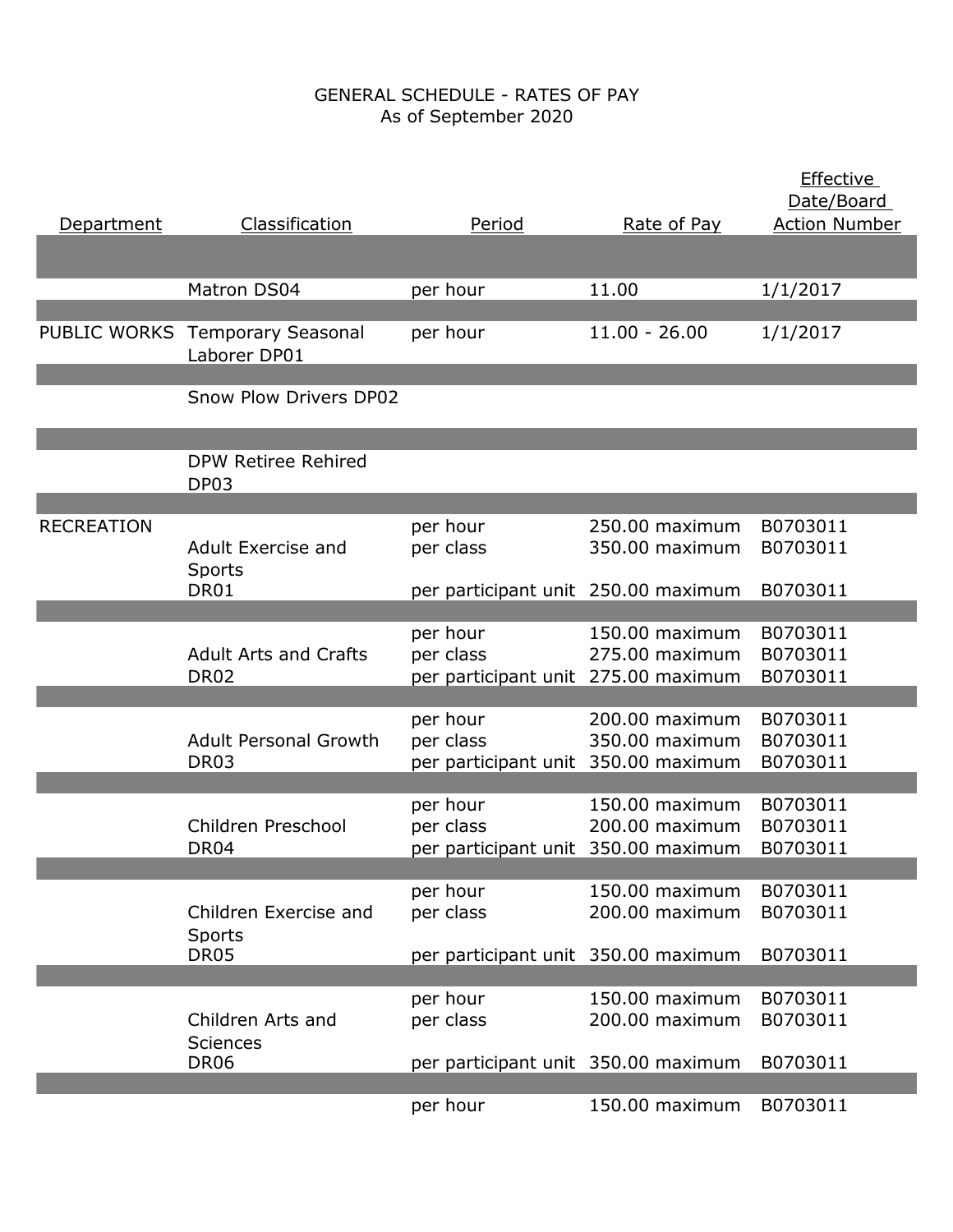GENERAL SCHEDULE - RATES OF PAY
As of September 2020

| Department | Classification | Period | Rate of Pay | Effective Date/Board Action Number |
|---|---|---|---|---|
| | | | | |
| | Matron DS04 | per hour | 11.00 | 1/1/2017 |
| PUBLIC WORKS | Temporary Seasonal Laborer DP01 | per hour | 11.00 - 26.00 | 1/1/2017 |
| | Snow Plow Drivers DP02 | | | |
| | DPW Retiree Rehired DP03 | | | |
| RECREATION | | per hour | 250.00 maximum | B0703011 |
| | Adult Exercise and Sports | per class | 350.00 maximum | B0703011 |
| | DR01 | per participant unit | 250.00 maximum | B0703011 |
| | | per hour | 150.00 maximum | B0703011 |
| | Adult Arts and Crafts | per class | 275.00 maximum | B0703011 |
| | DR02 | per participant unit | 275.00 maximum | B0703011 |
| | | per hour | 200.00 maximum | B0703011 |
| | Adult Personal Growth | per class | 350.00 maximum | B0703011 |
| | DR03 | per participant unit | 350.00 maximum | B0703011 |
| | | per hour | 150.00 maximum | B0703011 |
| | Children Preschool | per class | 200.00 maximum | B0703011 |
| | DR04 | per participant unit | 350.00 maximum | B0703011 |
| | | per hour | 150.00 maximum | B0703011 |
| | Children Exercise and Sports | per class | 200.00 maximum | B0703011 |
| | DR05 | per participant unit | 350.00 maximum | B0703011 |
| | | per hour | 150.00 maximum | B0703011 |
| | Children Arts and Sciences | per class | 200.00 maximum | B0703011 |
| | DR06 | per participant unit | 350.00 maximum | B0703011 |
| | | per hour | 150.00 maximum | B0703011 |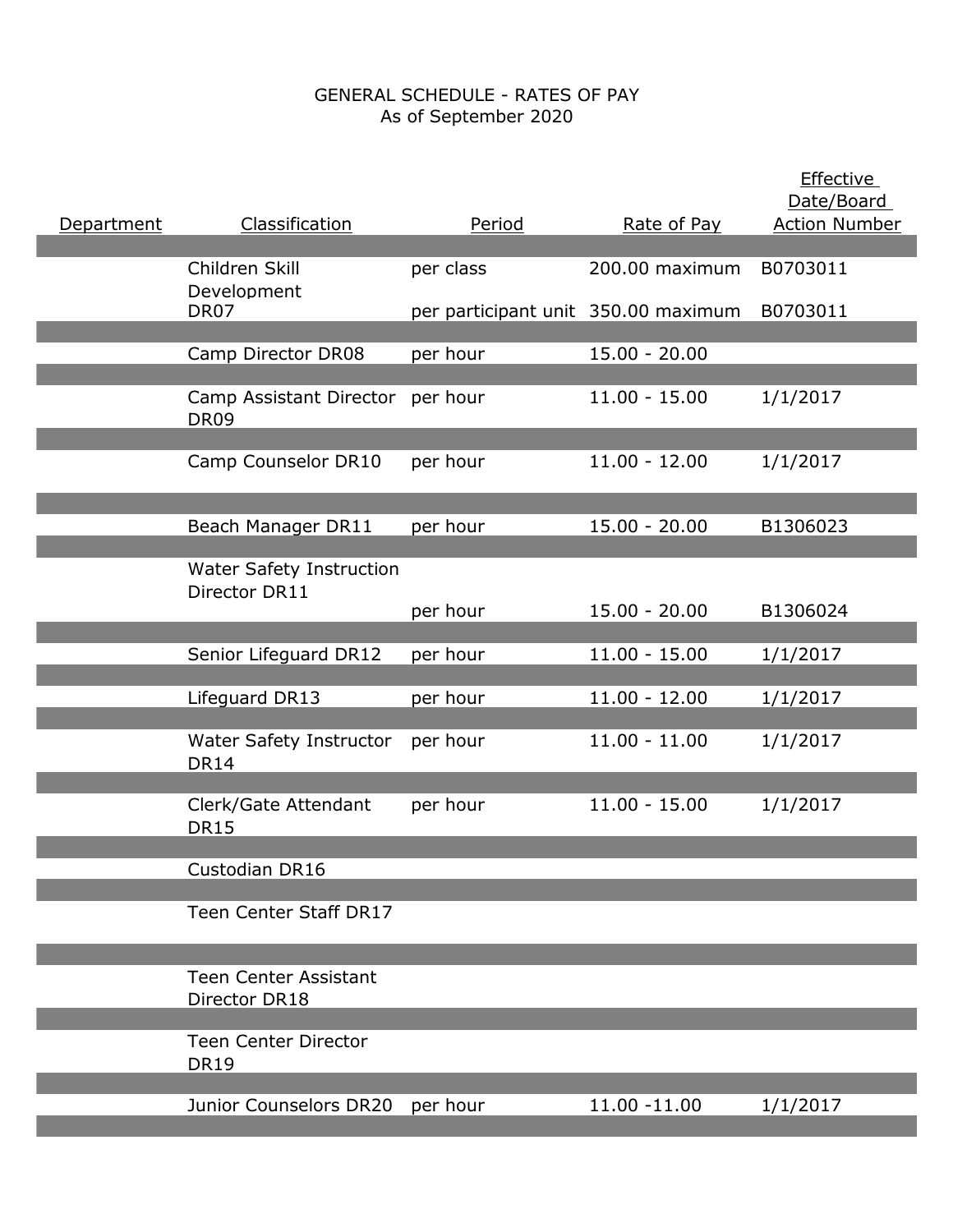GENERAL SCHEDULE - RATES OF PAY
As of September 2020

| Department | Classification | Period | Rate of Pay | Effective Date/Board Action Number |
|---|---|---|---|---|
| | Children Skill Development | per class | 200.00 maximum | B0703011 |
| | DR07 | per participant unit | 350.00 maximum | B0703011 |
| | Camp Director DR08 | per hour | 15.00 - 20.00 | |
| | Camp Assistant Director DR09 | per hour | 11.00 - 15.00 | 1/1/2017 |
| | Camp Counselor DR10 | per hour | 11.00 - 12.00 | 1/1/2017 |
| | Beach Manager DR11 | per hour | 15.00 - 20.00 | B1306023 |
| | Water Safety Instruction Director DR11 | per hour | 15.00 - 20.00 | B1306024 |
| | Senior Lifeguard DR12 | per hour | 11.00 - 15.00 | 1/1/2017 |
| | Lifeguard DR13 | per hour | 11.00 - 12.00 | 1/1/2017 |
| | Water Safety Instructor DR14 | per hour | 11.00 - 11.00 | 1/1/2017 |
| | Clerk/Gate Attendant DR15 | per hour | 11.00 - 15.00 | 1/1/2017 |
| | Custodian DR16 | | | |
| | Teen Center Staff DR17 | | | |
| | Teen Center Assistant Director DR18 | | | |
| | Teen Center Director DR19 | | | |
| | Junior Counselors DR20 | per hour | 11.00 -11.00 | 1/1/2017 |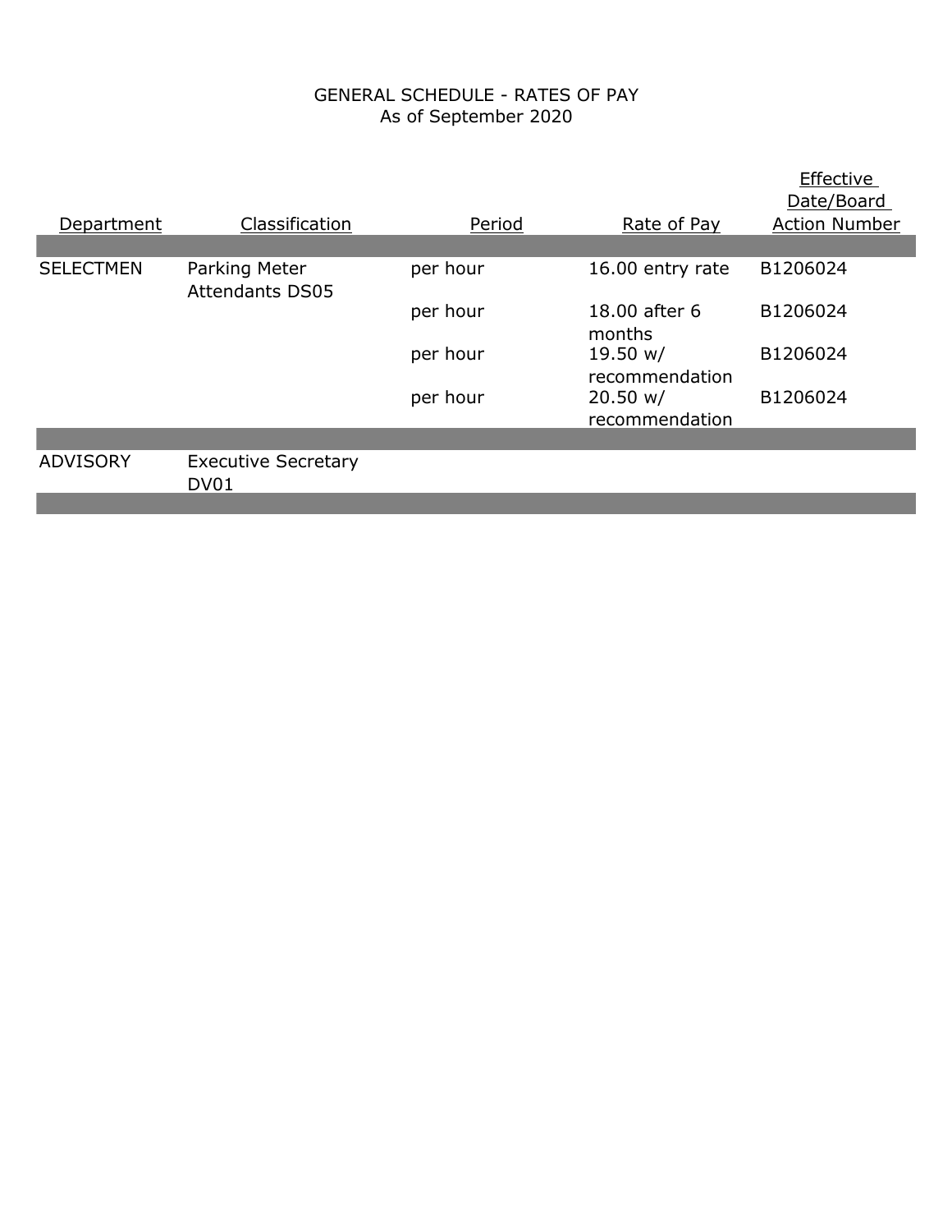GENERAL SCHEDULE - RATES OF PAY
As of September 2020

| Department | Classification | Period | Rate of Pay | Effective Date/Board Action Number |
|---|---|---|---|---|
| SELECTMEN | Parking Meter Attendants DS05 | per hour | 16.00 entry rate | B1206024 |
| | | per hour | 18.00 after 6 months | B1206024 |
| | | per hour | 19.50 w/ recommendation | B1206024 |
| | | per hour | 20.50 w/ recommendation | B1206024 |
| ADVISORY | Executive Secretary DV01 | | | |